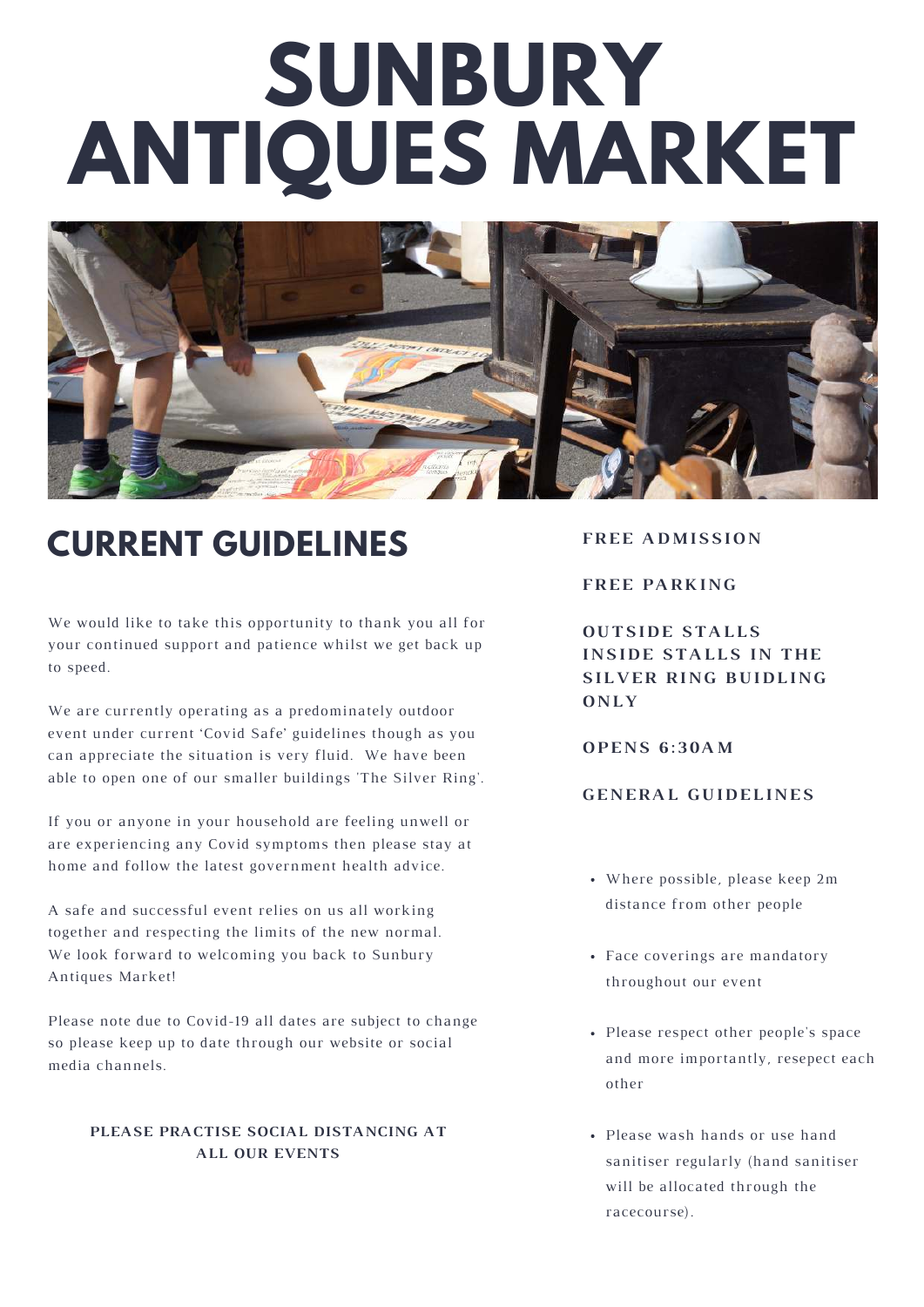# SUNBURY ANTIQUES MARKET

## CURRENT GUIDELINES

We would like to take this opportunity to thank you all for your continued support and patience whilst we get back up to speed.

We are currently operating as a predominately outdoor event under current 'Covid Safe' guidelines though as you can appreciate the situation is very fluid. We have been able to open one of our smaller buildings 'The Silver Ring'.

If you or anyone in your household are feeling unwell or are experiencing any Covid symptoms then please stay at home and follow the latest government health advice.

A safe and successful event relies on us all working together and respecting the limits of the new normal. We look forward to welcoming you back to Sunbury Antiques Market!

Please note due to Covid-19 all dates are subject to change so please keep up to date through our website or social media channels.

**PLEASE PRACTISE SOCIAL DISTANCING AT ALL OUR EVENTS**

**FREE ADMISSION**

**FREE PARKING**

**OUTSIDE STALLS INSIDE STALLS IN THE SILVER RING BUIDLING ONLY**

**OPENS 6:30AM**

**GENERAL GUIDELINES**

- Where possible, please keep 2m distance from other people
- Face coverings are mandatory throughout our event
- Please respect other people's space and more importantly, resepect each other
- Please wash hands or use hand sanitiser regularly (hand sanitiser will be allocated through the racecourse).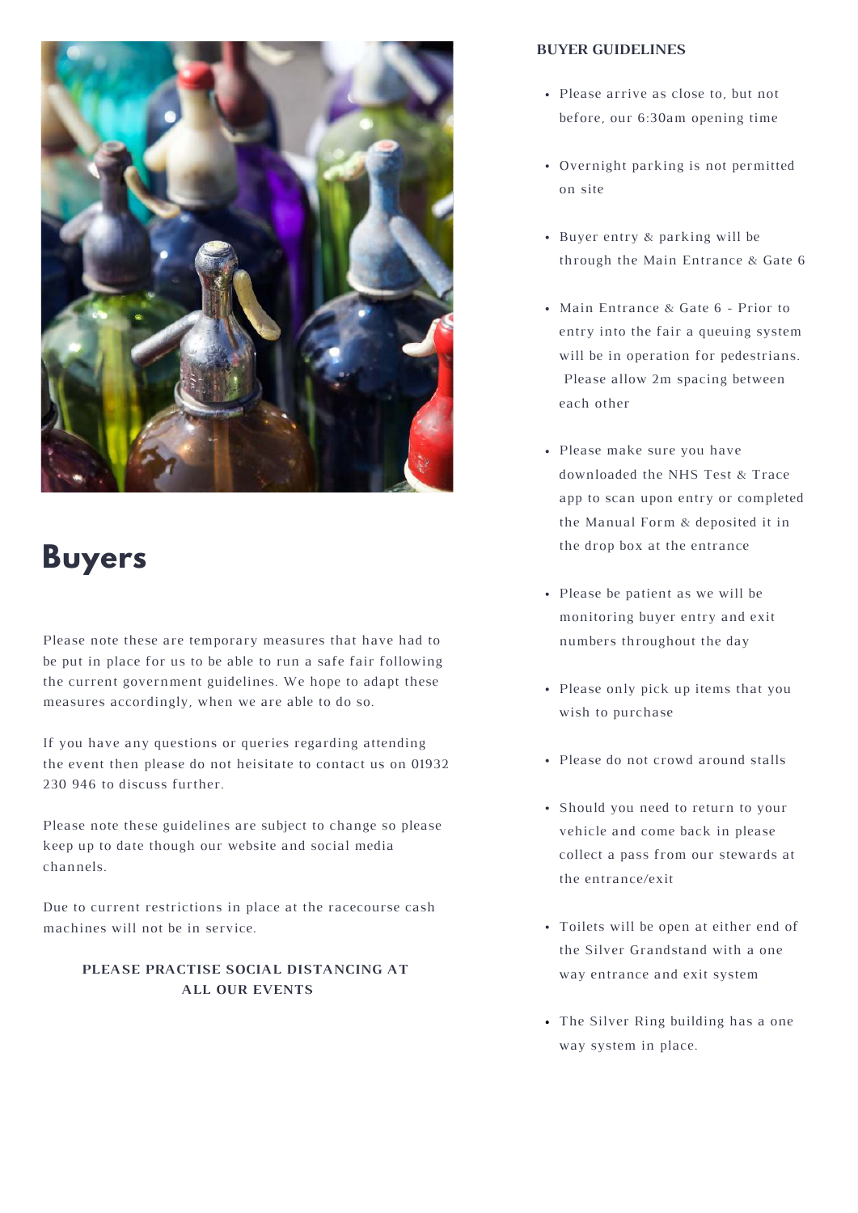# Buyers

Please note these are temporary measures that have had to be put in place for us to be able to run a safe fair following the current government guidelines. We hope to adapt these measures accordingly, when we are able to do so.

If you have any questions or queries regarding attending the event then please do not heisitate to contact us on 01932 230 946 to discuss further.

Please note these guidelines are subject to change so please keep up to date though our website and social media channels.

Due to current restrictions in place at the racecourse cash machines will not be in service.

**PLEASE PRACTISE SOCIAL DISTANCING AT ALL OUR EVENTS**

## BUYER GUIDELINES

- Please arrive as close to, but not before, our 6:30am opening time
- Overnight parking is not permitted on site
- Buyer entry & parking will be through the Main Entrance & Gate 6
- Main Entrance & Gate 6 - Prior to entry into the fair a queuing system will be in operation for pedestrians. Please allow 2m spacing between each other
- Please make sure you have downloaded the NHS Test & Trace app to scan upon entry or completed the Manual Form & deposited it in the drop box at the entrance
- Please be patient as we will be monitoring buyer entry and exit numbers throughout the day
- Please only pick up items that you wish to purchase
- Please do not crowd around stalls
- Should you need to return to your vehicle and come back in please collect a pass from our stewards at the entrance/exit
- Toilets will be open at either end of the Silver Grandstand with a one way entrance and exit system
- The Silver Ring building has a one way system in place.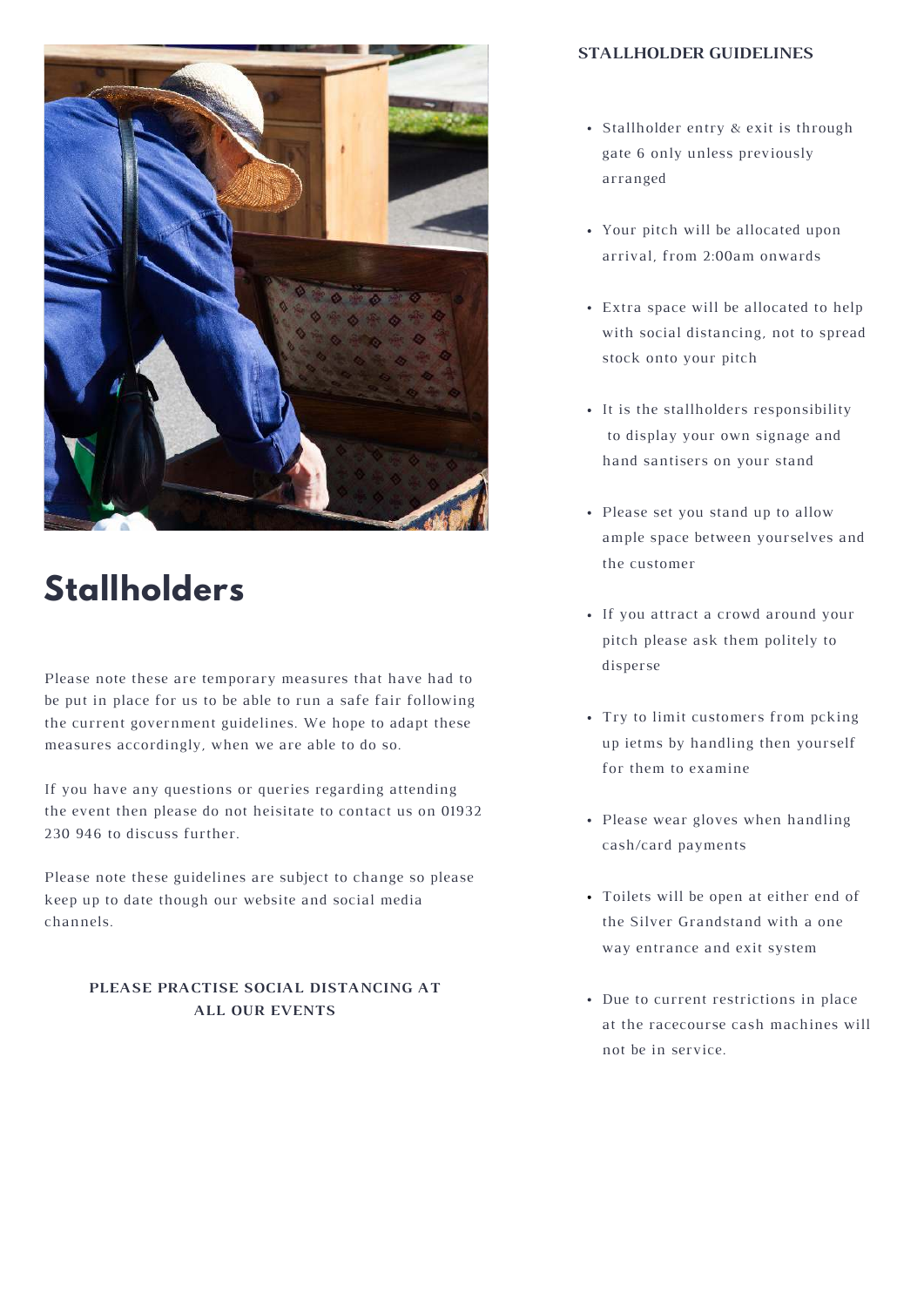# Stallholders

Please note these are temporary measures that have had to be put in place for us to be able to run a safe fair following the current government guidelines. We hope to adapt these measures accordingly, when we are able to do so.

If you have any questions or queries regarding attending the event then please do not heisitate to contact us on 01932 230 946 to discuss further.

Please note these guidelines are subject to change so please keep up to date though our website and social media channels.

**PLEASE PRACTISE SOCIAL DISTANCING AT ALL OUR EVENTS**

## STALLHOLDER GUIDELINES

- Stallholder entry & exit is through gate 6 only unless previously arranged
- Your pitch will be allocated upon arrival, from 2:00am onwards
- Extra space will be allocated to help with social distancing, not to spread stock onto your pitch
- It is the stallholders responsibility to display your own signage and hand santisers on your stand
- Please set you stand up to allow ample space between yourselves and the customer
- If you attract a crowd around your pitch please ask them politely to disperse
- Try to limit customers from pcking up ietms by handling then yourself for them to examine
- Please wear gloves when handling cash/card payments
- Toilets will be open at either end of the Silver Grandstand with a one way entrance and exit system
- Due to current restrictions in place at the racecourse cash machines will not be in service.